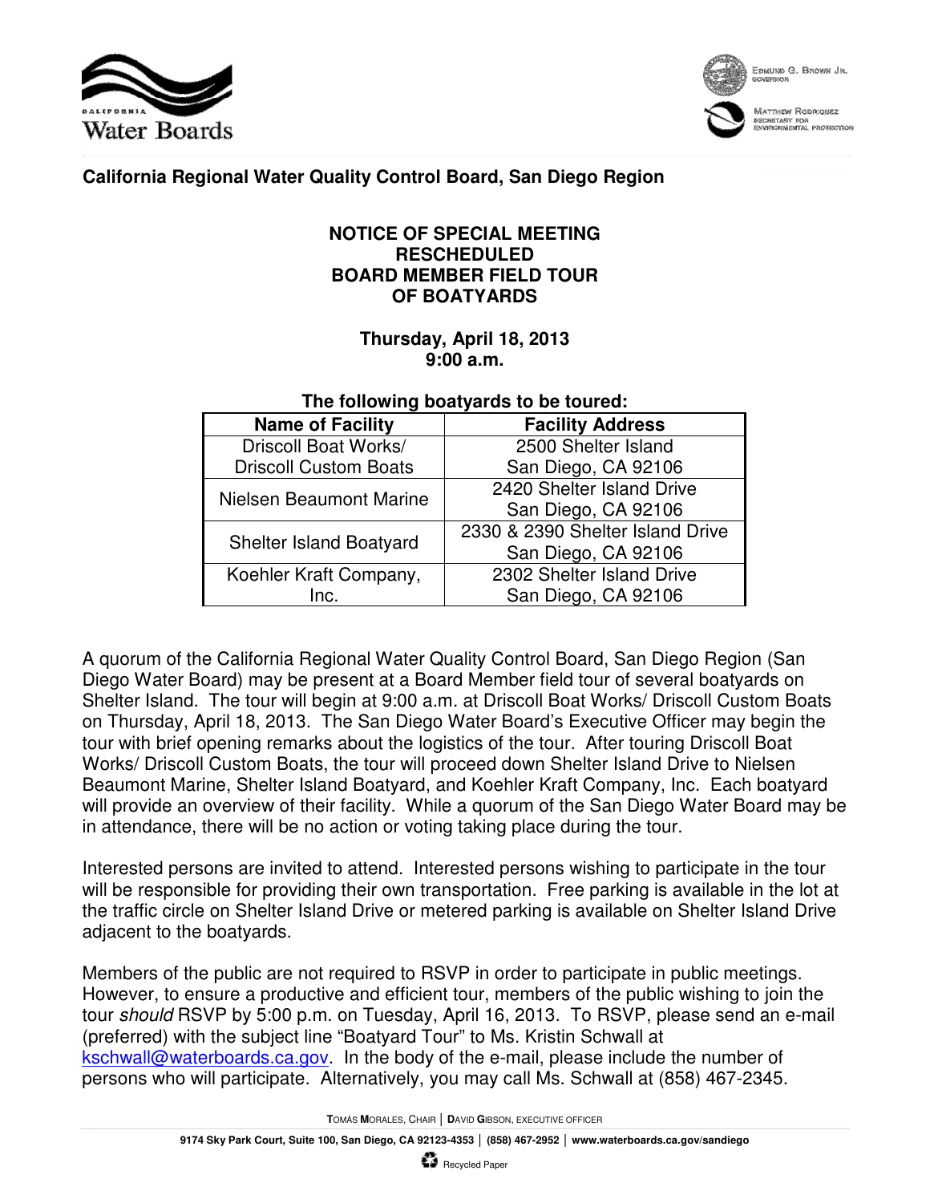California Water Boards

Edmund G. Brown Jr.
Governor

Matthew Rodriquez
Secretary for Environmental Protection

**California Regional Water Quality Control Board, San Diego Region**

# NOTICE OF SPECIAL MEETING RESCHEDULED BOARD MEMBER FIELD TOUR OF BOATYARDS

**Thursday, April 18, 2013**
**9:00 a.m.**

**The following boatyards to be toured:**

| Name of Facility | Facility Address |
| --- | --- |
| Driscoll Boat Works/ Driscoll Custom Boats | 2500 Shelter Island San Diego, CA 92106 |
| Nielsen Beaumont Marine | 2420 Shelter Island Drive San Diego, CA 92106 |
| Shelter Island Boatyard | 2330 & 2390 Shelter Island Drive San Diego, CA 92106 |
| Koehler Kraft Company, Inc. | 2302 Shelter Island Drive San Diego, CA 92106 |

A quorum of the California Regional Water Quality Control Board, San Diego Region (San Diego Water Board) may be present at a Board Member field tour of several boatyards on Shelter Island. The tour will begin at 9:00 a.m. at Driscoll Boat Works/ Driscoll Custom Boats on Thursday, April 18, 2013. The San Diego Water Board's Executive Officer may begin the tour with brief opening remarks about the logistics of the tour. After touring Driscoll Boat Works/ Driscoll Custom Boats, the tour will proceed down Shelter Island Drive to Nielsen Beaumont Marine, Shelter Island Boatyard, and Koehler Kraft Company, Inc. Each boatyard will provide an overview of their facility. While a quorum of the San Diego Water Board may be in attendance, there will be no action or voting taking place during the tour.

Interested persons are invited to attend. Interested persons wishing to participate in the tour will be responsible for providing their own transportation. Free parking is available in the lot at the traffic circle on Shelter Island Drive or metered parking is available on Shelter Island Drive adjacent to the boatyards.

Members of the public are not required to RSVP in order to participate in public meetings. However, to ensure a productive and efficient tour, members of the public wishing to join the tour *should* RSVP by 5:00 p.m. on Tuesday, April 16, 2013. To RSVP, please send an e-mail (preferred) with the subject line "Boatyard Tour" to Ms. Kristin Schwall at kschwall@waterboards.ca.gov. In the body of the e-mail, please include the number of persons who will participate. Alternatively, you may call Ms. Schwall at (858) 467-2345.

Tomás Morales, Chair | David Gibson, Executive Officer

9174 Sky Park Court, Suite 100, San Diego, CA 92123-4353 | (858) 467-2952 | www.waterboards.ca.gov/sandiego

Recycled Paper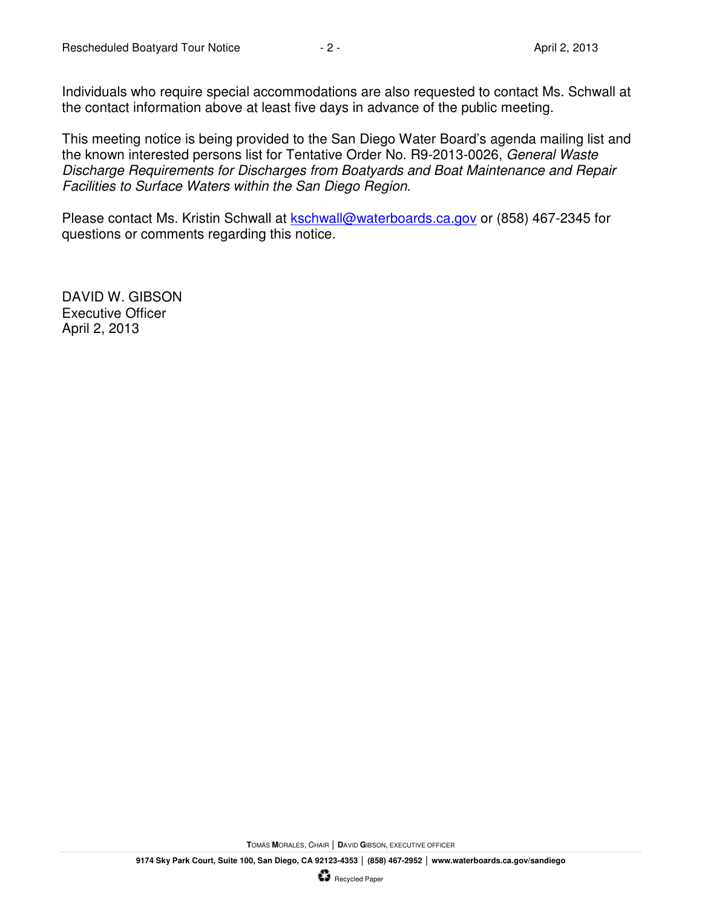Individuals who require special accommodations are also requested to contact Ms. Schwall at the contact information above at least five days in advance of the public meeting.

This meeting notice is being provided to the San Diego Water Board's agenda mailing list and the known interested persons list for Tentative Order No. R9-2013-0026, *General Waste Discharge Requirements for Discharges from Boatyards and Boat Maintenance and Repair Facilities to Surface Waters within the San Diego Region.*

Please contact Ms. Kristin Schwall at kschwall@waterboards.ca.gov or (858) 467-2345 for questions or comments regarding this notice.

DAVID W. GIBSON
Executive Officer
April 2, 2013